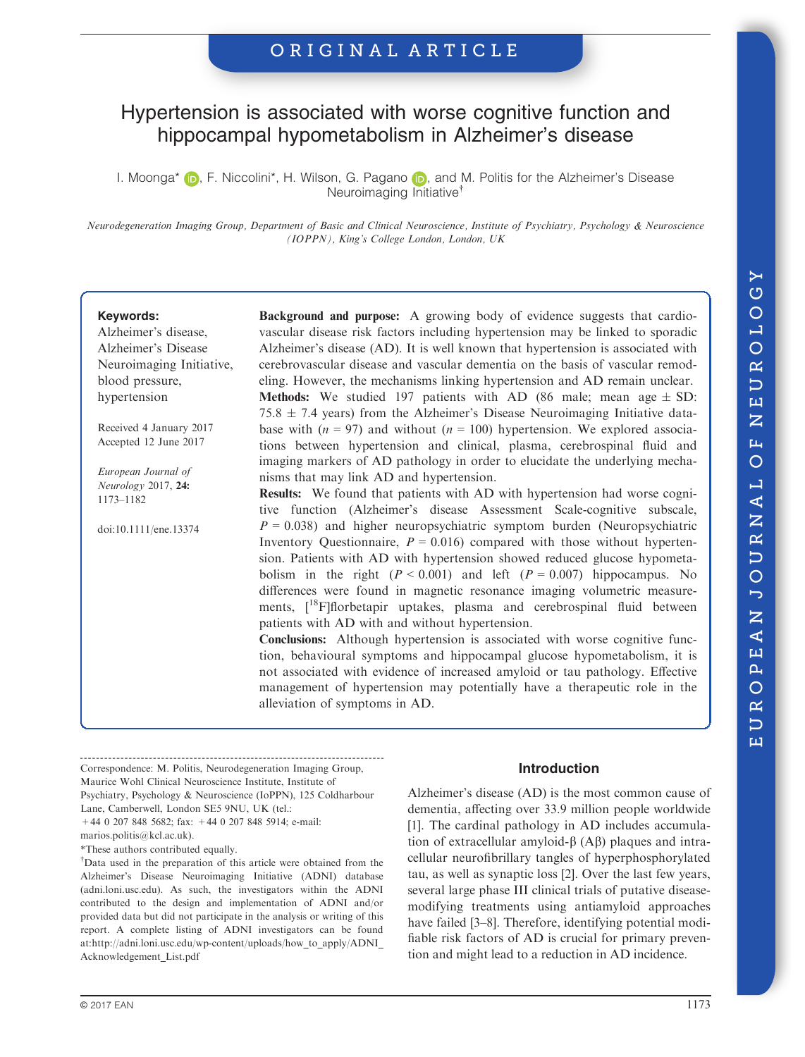ORIGINAL ARTICLE

# Hypertension is associated with worse cognitive function and hippocampal hypometabolism in Alzheimer's disease

I. Moonga*, F. Niccolini*, H. Wilson, G. Pagano, and M. Politis for the Alzheimer's Disease Neuroimaging Initiative†

*Neurodegeneration Imaging Group, Department of Basic and Clinical Neuroscience, Institute of Psychiatry, Psychology & Neuroscience (IOPPN), King's College London, London, UK*

**Keywords:**
Alzheimer's disease, Alzheimer's Disease Neuroimaging Initiative, blood pressure, hypertension

Received 4 January 2017
Accepted 12 June 2017

*European Journal of Neurology* 2017, **24:** 1173–1182

doi:10.1111/ene.13374

**Background and purpose:** A growing body of evidence suggests that cardiovascular disease risk factors including hypertension may be linked to sporadic Alzheimer's disease (AD). It is well known that hypertension is associated with cerebrovascular disease and vascular dementia on the basis of vascular remodeling. However, the mechanisms linking hypertension and AD remain unclear.
**Methods:** We studied 197 patients with AD (86 male; mean age ± SD: 75.8 ± 7.4 years) from the Alzheimer's Disease Neuroimaging Initiative database with ($n$ = 97) and without ($n$ = 100) hypertension. We explored associations between hypertension and clinical, plasma, cerebrospinal fluid and imaging markers of AD pathology in order to elucidate the underlying mechanisms that may link AD and hypertension.
**Results:** We found that patients with AD with hypertension had worse cognitive function (Alzheimer's disease Assessment Scale-cognitive subscale, $P$ = 0.038) and higher neuropsychiatric symptom burden (Neuropsychiatric Inventory Questionnaire, $P$ = 0.016) compared with those without hypertension. Patients with AD with hypertension showed reduced glucose hypometabolism in the right ($P$ < 0.001) and left ($P$ = 0.007) hippocampus. No differences were found in magnetic resonance imaging volumetric measurements, [$^{18}$F]florbetapir uptakes, plasma and cerebrospinal fluid between patients with AD with and without hypertension.
**Conclusions:** Although hypertension is associated with worse cognitive function, behavioural symptoms and hippocampal glucose hypometabolism, it is not associated with evidence of increased amyloid or tau pathology. Effective management of hypertension may potentially have a therapeutic role in the alleviation of symptoms in AD.

Correspondence: M. Politis, Neurodegeneration Imaging Group, Maurice Wohl Clinical Neuroscience Institute, Institute of Psychiatry, Psychology & Neuroscience (IoPPN), 125 Coldharbour Lane, Camberwell, London SE5 9NU, UK (tel.: +44 0 207 848 5682; fax: +44 0 207 848 5914; e-mail: marios.politis@kcl.ac.uk).

*These authors contributed equally.

†Data used in the preparation of this article were obtained from the Alzheimer's Disease Neuroimaging Initiative (ADNI) database (adni.loni.usc.edu). As such, the investigators within the ADNI contributed to the design and implementation of ADNI and/or provided data but did not participate in the analysis or writing of this report. A complete listing of ADNI investigators can be found at:http://adni.loni.usc.edu/wp-content/uploads/how_to_apply/ADNI_Acknowledgement_List.pdf

## Introduction

Alzheimer's disease (AD) is the most common cause of dementia, affecting over 33.9 million people worldwide [1]. The cardinal pathology in AD includes accumulation of extracellular amyloid-β (Aβ) plaques and intracellular neurofibrillary tangles of hyperphosphorylated tau, as well as synaptic loss [2]. Over the last few years, several large phase III clinical trials of putative disease-modifying treatments using antiamyloid approaches have failed [3–8]. Therefore, identifying potential modifiable risk factors of AD is crucial for primary prevention and might lead to a reduction in AD incidence.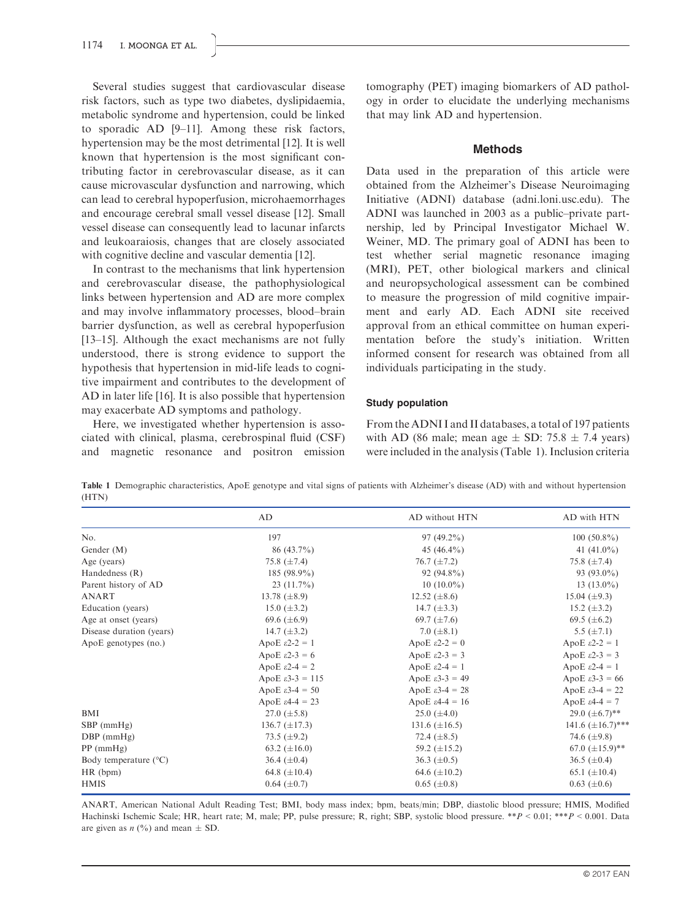Several studies suggest that cardiovascular disease risk factors, such as type two diabetes, dyslipidaemia, metabolic syndrome and hypertension, could be linked to sporadic AD [9–11]. Among these risk factors, hypertension may be the most detrimental [12]. It is well known that hypertension is the most significant contributing factor in cerebrovascular disease, as it can cause microvascular dysfunction and narrowing, which can lead to cerebral hypoperfusion, microhaemorrhages and encourage cerebral small vessel disease [12]. Small vessel disease can consequently lead to lacunar infarcts and leukoaraiosis, changes that are closely associated with cognitive decline and vascular dementia [12].

In contrast to the mechanisms that link hypertension and cerebrovascular disease, the pathophysiological links between hypertension and AD are more complex and may involve inflammatory processes, blood–brain barrier dysfunction, as well as cerebral hypoperfusion [13–15]. Although the exact mechanisms are not fully understood, there is strong evidence to support the hypothesis that hypertension in mid-life leads to cognitive impairment and contributes to the development of AD in later life [16]. It is also possible that hypertension may exacerbate AD symptoms and pathology.

Here, we investigated whether hypertension is associated with clinical, plasma, cerebrospinal fluid (CSF) and magnetic resonance and positron emission tomography (PET) imaging biomarkers of AD pathology in order to elucidate the underlying mechanisms that may link AD and hypertension.

## Methods

Data used in the preparation of this article were obtained from the Alzheimer's Disease Neuroimaging Initiative (ADNI) database (adni.loni.usc.edu). The ADNI was launched in 2003 as a public–private partnership, led by Principal Investigator Michael W. Weiner, MD. The primary goal of ADNI has been to test whether serial magnetic resonance imaging (MRI), PET, other biological markers and clinical and neuropsychological assessment can be combined to measure the progression of mild cognitive impairment and early AD. Each ADNI site received approval from an ethical committee on human experimentation before the study's initiation. Written informed consent for research was obtained from all individuals participating in the study.

### Study population

From the ADNI I and II databases, a total of 197 patients with AD (86 male; mean age ± SD: 75.8 ± 7.4 years) were included in the analysis (Table 1). Inclusion criteria

**Table 1** Demographic characteristics, ApoE genotype and vital signs of patients with Alzheimer's disease (AD) with and without hypertension (HTN)

| | AD | AD without HTN | AD with HTN |
|---|---|---|---|
| No. | 197 | 97 (49.2%) | 100 (50.8%) |
| Gender (M) | 86 (43.7%) | 45 (46.4%) | 41 (41.0%) |
| Age (years) | 75.8 (±7.4) | 76.7 (±7.2) | 75.8 (±7.4) |
| Handedness (R) | 185 (98.9%) | 92 (94.8%) | 93 (93.0%) |
| Parent history of AD | 23 (11.7%) | 10 (10.0%) | 13 (13.0%) |
| ANART | 13.78 (±8.9) | 12.52 (±8.6) | 15.04 (±9.3) |
| Education (years) | 15.0 (±3.2) | 14.7 (±3.3) | 15.2 (±3.2) |
| Age at onset (years) | 69.6 (±6.9) | 69.7 (±7.6) | 69.5 (±6.2) |
| Disease duration (years) | 14.7 (±3.2) | 7.0 (±8.1) | 5.5 (±7.1) |
| ApoE genotypes (no.) | ApoE ε2-2 = 1 | ApoE ε2-2 = 0 | ApoE ε2-2 = 1 |
| | ApoE ε2-3 = 6 | ApoE ε2-3 = 3 | ApoE ε2-3 = 3 |
| | ApoE ε2-4 = 2 | ApoE ε2-4 = 1 | ApoE ε2-4 = 1 |
| | ApoE ε3-3 = 115 | ApoE ε3-3 = 49 | ApoE ε3-3 = 66 |
| | ApoE ε3-4 = 50 | ApoE ε3-4 = 28 | ApoE ε3-4 = 22 |
| | ApoE ε4-4 = 23 | ApoE ε4-4 = 16 | ApoE ε4-4 = 7 |
| BMI | 27.0 (±5.8) | 25.0 (±4.0) | 29.0 (±6.7)** |
| SBP (mmHg) | 136.7 (±17.3) | 131.6 (±16.5) | 141.6 (±16.7)*** |
| DBP (mmHg) | 73.5 (±9.2) | 72.4 (±8.5) | 74.6 (±9.8) |
| PP (mmHg) | 63.2 (±16.0) | 59.2 (±15.2) | 67.0 (±15.9)** |
| Body temperature (°C) | 36.4 (±0.4) | 36.3 (±0.5) | 36.5 (±0.4) |
| HR (bpm) | 64.8 (±10.4) | 64.6 (±10.2) | 65.1 (±10.4) |
| HMIS | 0.64 (±0.7) | 0.65 (±0.8) | 0.63 (±0.6) |

ANART, American National Adult Reading Test; BMI, body mass index; bpm, beats/min; DBP, diastolic blood pressure; HMIS, Modified Hachinski Ischemic Scale; HR, heart rate; M, male; PP, pulse pressure; R, right; SBP, systolic blood pressure. $^{**}P < 0.01$; $^{***}P < 0.001$. Data are given as $n$ (%) and mean ± SD.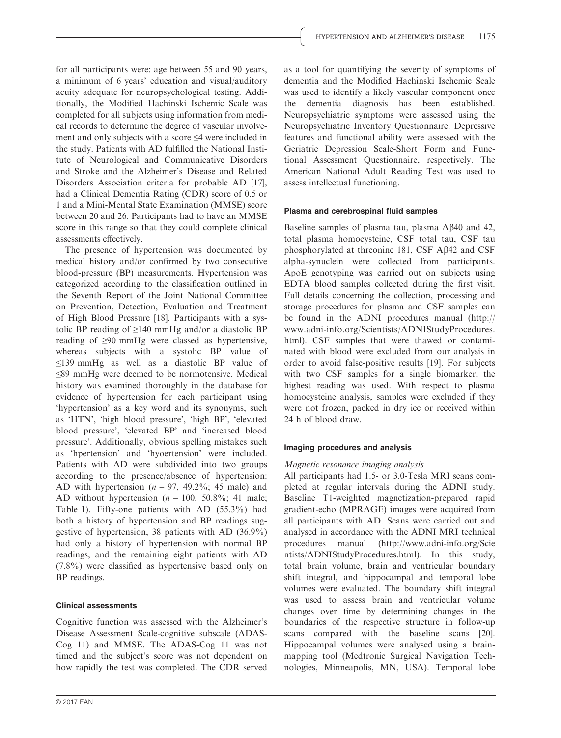for all participants were: age between 55 and 90 years, a minimum of 6 years' education and visual/auditory acuity adequate for neuropsychological testing. Additionally, the Modified Hachinski Ischemic Scale was completed for all subjects using information from medical records to determine the degree of vascular involvement and only subjects with a score ≤4 were included in the study. Patients with AD fulfilled the National Institute of Neurological and Communicative Disorders and Stroke and the Alzheimer's Disease and Related Disorders Association criteria for probable AD [17], had a Clinical Dementia Rating (CDR) score of 0.5 or 1 and a Mini-Mental State Examination (MMSE) score between 20 and 26. Participants had to have an MMSE score in this range so that they could complete clinical assessments effectively.

The presence of hypertension was documented by medical history and/or confirmed by two consecutive blood-pressure (BP) measurements. Hypertension was categorized according to the classification outlined in the Seventh Report of the Joint National Committee on Prevention, Detection, Evaluation and Treatment of High Blood Pressure [18]. Participants with a systolic BP reading of ≥140 mmHg and/or a diastolic BP reading of ≥90 mmHg were classed as hypertensive, whereas subjects with a systolic BP value of ≤139 mmHg as well as a diastolic BP value of ≤89 mmHg were deemed to be normotensive. Medical history was examined thoroughly in the database for evidence of hypertension for each participant using 'hypertension' as a key word and its synonyms, such as 'HTN', 'high blood pressure', 'high BP', 'elevated blood pressure', 'elevated BP' and 'increased blood pressure'. Additionally, obvious spelling mistakes such as 'hpertension' and 'hyoertension' were included. Patients with AD were subdivided into two groups according to the presence/absence of hypertension: AD with hypertension ($n$ = 97, 49.2%; 45 male) and AD without hypertension ($n$ = 100, 50.8%; 41 male; Table 1). Fifty-one patients with AD (55.3%) had both a history of hypertension and BP readings suggestive of hypertension, 38 patients with AD (36.9%) had only a history of hypertension with normal BP readings, and the remaining eight patients with AD (7.8%) were classified as hypertensive based only on BP readings.

#### Clinical assessments

Cognitive function was assessed with the Alzheimer's Disease Assessment Scale-cognitive subscale (ADAS-Cog 11) and MMSE. The ADAS-Cog 11 was not timed and the subject's score was not dependent on how rapidly the test was completed. The CDR served as a tool for quantifying the severity of symptoms of dementia and the Modified Hachinski Ischemic Scale was used to identify a likely vascular component once the dementia diagnosis has been established. Neuropsychiatric symptoms were assessed using the Neuropsychiatric Inventory Questionnaire. Depressive features and functional ability were assessed with the Geriatric Depression Scale-Short Form and Functional Assessment Questionnaire, respectively. The American National Adult Reading Test was used to assess intellectual functioning.

#### Plasma and cerebrospinal fluid samples

Baseline samples of plasma tau, plasma Aβ40 and 42, total plasma homocysteine, CSF total tau, CSF tau phosphorylated at threonine 181, CSF Aβ42 and CSF alpha-synuclein were collected from participants. ApoE genotyping was carried out on subjects using EDTA blood samples collected during the first visit. Full details concerning the collection, processing and storage procedures for plasma and CSF samples can be found in the ADNI procedures manual (http://www.adni-info.org/Scientists/ADNIStudyProcedures.html). CSF samples that were thawed or contaminated with blood were excluded from our analysis in order to avoid false-positive results [19]. For subjects with two CSF samples for a single biomarker, the highest reading was used. With respect to plasma homocysteine analysis, samples were excluded if they were not frozen, packed in dry ice or received within 24 h of blood draw.

#### Imaging procedures and analysis

*Magnetic resonance imaging analysis*

All participants had 1.5- or 3.0-Tesla MRI scans completed at regular intervals during the ADNI study. Baseline T1-weighted magnetization-prepared rapid gradient-echo (MPRAGE) images were acquired from all participants with AD. Scans were carried out and analysed in accordance with the ADNI MRI technical procedures manual (http://www.adni-info.org/Scientists/ADNIStudyProcedures.html). In this study, total brain volume, brain and ventricular boundary shift integral, and hippocampal and temporal lobe volumes were evaluated. The boundary shift integral was used to assess brain and ventricular volume changes over time by determining changes in the boundaries of the respective structure in follow-up scans compared with the baseline scans [20]. Hippocampal volumes were analysed using a brain-mapping tool (Medtronic Surgical Navigation Technologies, Minneapolis, MN, USA). Temporal lobe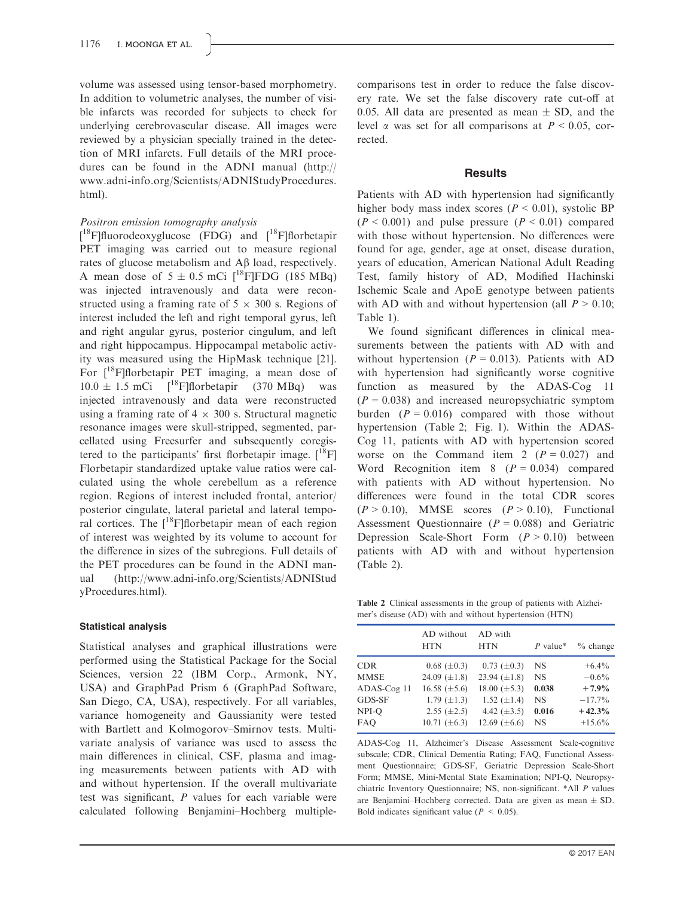volume was assessed using tensor-based morphometry. In addition to volumetric analyses, the number of visible infarcts was recorded for subjects to check for underlying cerebrovascular disease. All images were reviewed by a physician specially trained in the detection of MRI infarcts. Full details of the MRI procedures can be found in the ADNI manual (http://www.adni-info.org/Scientists/ADNIStudyProcedures.html).

#### *Positron emission tomography analysis*

[$^{18}$F]fluorodeoxyglucose (FDG) and [$^{18}$F]florbetapir PET imaging was carried out to measure regional rates of glucose metabolism and Aβ load, respectively. A mean dose of $5 \pm 0.5$ mCi [$^{18}$F]FDG (185 MBq) was injected intravenously and data were reconstructed using a framing rate of $5 \times 300$ s. Regions of interest included the left and right temporal gyrus, left and right angular gyrus, posterior cingulum, and left and right hippocampus. Hippocampal metabolic activity was measured using the HipMask technique [21]. For [$^{18}$F]florbetapir PET imaging, a mean dose of $10.0 \pm 1.5$ mCi [$^{18}$F]florbetapir (370 MBq) was injected intravenously and data were reconstructed using a framing rate of $4 \times 300$ s. Structural magnetic resonance images were skull-stripped, segmented, parcellated using Freesurfer and subsequently coregistered to the participants' first florbetapir image. [$^{18}$F] Florbetapir standardized uptake value ratios were calculated using the whole cerebellum as a reference region. Regions of interest included frontal, anterior/posterior cingulate, lateral parietal and lateral temporal cortices. The [$^{18}$F]florbetapir mean of each region of interest was weighted by its volume to account for the difference in sizes of the subregions. Full details of the PET procedures can be found in the ADNI manual (http://www.adni-info.org/Scientists/ADNIStudyProcedures.html).

### Statistical analysis

Statistical analyses and graphical illustrations were performed using the Statistical Package for the Social Sciences, version 22 (IBM Corp., Armonk, NY, USA) and GraphPad Prism 6 (GraphPad Software, San Diego, CA, USA), respectively. For all variables, variance homogeneity and Gaussianity were tested with Bartlett and Kolmogorov–Smirnov tests. Multivariate analysis of variance was used to assess the main differences in clinical, CSF, plasma and imaging measurements between patients with AD with and without hypertension. If the overall multivariate test was significant, *P* values for each variable were calculated following Benjamini–Hochberg multiple-comparisons test in order to reduce the false discovery rate. We set the false discovery rate cut-off at 0.05. All data are presented as mean ± SD, and the level α was set for all comparisons at $P < 0.05$, corrected.

## Results

Patients with AD with hypertension had significantly higher body mass index scores ($P < 0.01$), systolic BP ($P < 0.001$) and pulse pressure ($P < 0.01$) compared with those without hypertension. No differences were found for age, gender, age at onset, disease duration, years of education, American National Adult Reading Test, family history of AD, Modified Hachinski Ischemic Scale and ApoE genotype between patients with AD with and without hypertension (all $P > 0.10$; Table 1).

We found significant differences in clinical measurements between the patients with AD with and without hypertension ($P = 0.013$). Patients with AD with hypertension had significantly worse cognitive function as measured by the ADAS-Cog 11 ($P = 0.038$) and increased neuropsychiatric symptom burden ($P = 0.016$) compared with those without hypertension (Table 2; Fig. 1). Within the ADAS-Cog 11, patients with AD with hypertension scored worse on the Command item 2 ($P = 0.027$) and Word Recognition item 8 ($P = 0.034$) compared with patients with AD without hypertension. No differences were found in the total CDR scores ($P > 0.10$), MMSE scores ($P > 0.10$), Functional Assessment Questionnaire ($P = 0.088$) and Geriatric Depression Scale-Short Form ($P > 0.10$) between patients with AD with and without hypertension (Table 2).

**Table 2** Clinical assessments in the group of patients with Alzheimer's disease (AD) with and without hypertension (HTN)

| | AD without HTN | AD with HTN | *P* value* | % change |
|---|---|---|---|---|
| CDR | 0.68 (±0.3) | 0.73 (±0.3) | NS | +6.4% |
| MMSE | 24.09 (±1.8) | 23.94 (±1.8) | NS | −0.6% |
| ADAS-Cog 11 | 16.58 (±5.6) | 18.00 (±5.3) | **0.038** | **+7.9%** |
| GDS-SF | 1.79 (±1.3) | 1.52 (±1.4) | NS | −17.7% |
| NPI-Q | 2.55 (±2.5) | 4.42 (±3.5) | **0.016** | **+42.3%** |
| FAQ | 10.71 (±6.3) | 12.69 (±6.6) | NS | +15.6% |

ADAS-Cog 11, Alzheimer's Disease Assessment Scale-cognitive subscale; CDR, Clinical Dementia Rating; FAQ, Functional Assessment Questionnaire; GDS-SF, Geriatric Depression Scale-Short Form; MMSE, Mini-Mental State Examination; NPI-Q, Neuropsychiatric Inventory Questionnaire; NS, non-significant. *All *P* values are Benjamini–Hochberg corrected. Data are given as mean ± SD. Bold indicates significant value ($P < 0.05$).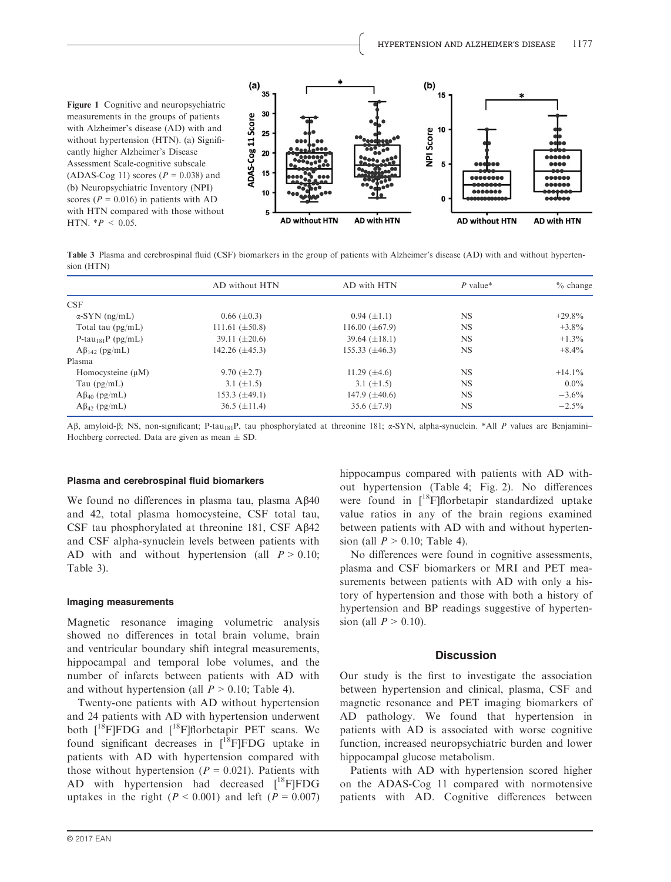**Figure 1** Cognitive and neuropsychiatric measurements in the groups of patients with Alzheimer's disease (AD) with and without hypertension (HTN). (a) Significantly higher Alzheimer's Disease Assessment Scale-cognitive subscale (ADAS-Cog 11) scores ($P = 0.038$) and (b) Neuropsychiatric Inventory (NPI) scores ($P = 0.016$) in patients with AD with HTN compared with those without HTN. *$P < 0.05$.

**Table 3** Plasma and cerebrospinal fluid (CSF) biomarkers in the group of patients with Alzheimer's disease (AD) with and without hypertension (HTN)

| | AD without HTN | AD with HTN | *P* value* | % change |
|---|---|---|---|---|
| CSF | | | | |
| α-SYN (ng/mL) | 0.66 (±0.3) | 0.94 (±1.1) | NS | +29.8% |
| Total tau (pg/mL) | 111.61 (±50.8) | 116.00 (±67.9) | NS | +3.8% |
| P-tau$_{181}$P (pg/mL) | 39.11 (±20.6) | 39.64 (±18.1) | NS | +1.3% |
| Aβ$_{142}$ (pg/mL) | 142.26 (±45.3) | 155.33 (±46.3) | NS | +8.4% |
| Plasma | | | | |
| Homocysteine (μM) | 9.70 (±2.7) | 11.29 (±4.6) | NS | +14.1% |
| Tau (pg/mL) | 3.1 (±1.5) | 3.1 (±1.5) | NS | 0.0% |
| Aβ$_{40}$ (pg/mL) | 153.3 (±49.1) | 147.9 (±40.6) | NS | −3.6% |
| Aβ$_{42}$ (pg/mL) | 36.5 (±11.4) | 35.6 (±7.9) | NS | −2.5% |

Aβ, amyloid-β; NS, non-significant; P-tau$_{181}$P, tau phosphorylated at threonine 181; α-SYN, alpha-synuclein. *All *P* values are Benjamini–Hochberg corrected. Data are given as mean ± SD.

#### Plasma and cerebrospinal fluid biomarkers

We found no differences in plasma tau, plasma Aβ40 and 42, total plasma homocysteine, CSF total tau, CSF tau phosphorylated at threonine 181, CSF Aβ42 and CSF alpha-synuclein levels between patients with AD with and without hypertension (all $P > 0.10$; Table 3).

#### Imaging measurements

Magnetic resonance imaging volumetric analysis showed no differences in total brain volume, brain and ventricular boundary shift integral measurements, hippocampal and temporal lobe volumes, and the number of infarcts between patients with AD with and without hypertension (all $P > 0.10$; Table 4).

Twenty-one patients with AD without hypertension and 24 patients with AD with hypertension underwent both [$^{18}$F]FDG and [$^{18}$F]florbetapir PET scans. We found significant decreases in [$^{18}$F]FDG uptake in patients with AD with hypertension compared with those without hypertension ($P = 0.021$). Patients with AD with hypertension had decreased [$^{18}$F]FDG uptakes in the right ($P < 0.001$) and left ($P = 0.007$) hippocampus compared with patients with AD without hypertension (Table 4; Fig. 2). No differences were found in [$^{18}$F]florbetapir standardized uptake value ratios in any of the brain regions examined between patients with AD with and without hypertension (all $P > 0.10$; Table 4).

No differences were found in cognitive assessments, plasma and CSF biomarkers or MRI and PET measurements between patients with AD with only a history of hypertension and those with both a history of hypertension and BP readings suggestive of hypertension (all $P > 0.10$).

## Discussion

Our study is the first to investigate the association between hypertension and clinical, plasma, CSF and magnetic resonance and PET imaging biomarkers of AD pathology. We found that hypertension in patients with AD is associated with worse cognitive function, increased neuropsychiatric burden and lower hippocampal glucose metabolism.

Patients with AD with hypertension scored higher on the ADAS-Cog 11 compared with normotensive patients with AD. Cognitive differences between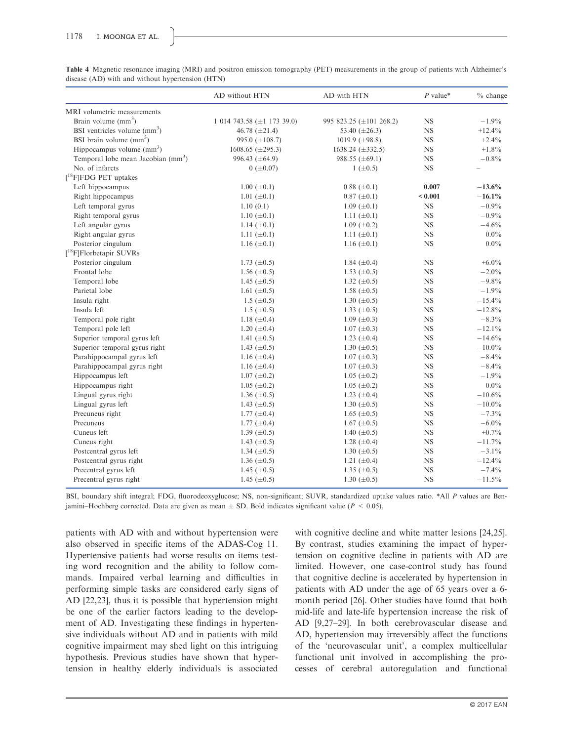**Table 4** Magnetic resonance imaging (MRI) and positron emission tomography (PET) measurements in the group of patients with Alzheimer's disease (AD) with and without hypertension (HTN)

| | AD without HTN | AD with HTN | *P* value* | % change |
|---|---|---|---|---|
| MRI volumetric measurements | | | | |
| Brain volume ($mm^3$) | 1 014 743.58 (±1 173 39.0) | 995 823.25 (±101 268.2) | NS | −1.9% |
| BSI ventricles volume ($mm^3$) | 46.78 (±21.4) | 53.40 (±26.3) | NS | +12.4% |
| BSI brain volume ($mm^3$) | 995.0 (±108.7) | 1019.9 (±98.8) | NS | +2.4% |
| Hippocampus volume ($mm^3$) | 1608.65 (±295.3) | 1638.24 (±332.5) | NS | +1.8% |
| Temporal lobe mean Jacobian ($mm^3$) | 996.43 (±64.9) | 988.55 (±69.1) | NS | −0.8% |
| No. of infarcts | 0 (±0.07) | 1 (±0.5) | NS | – |
| [$^{18}$F]FDG PET uptakes | | | | |
| Left hippocampus | 1.00 (±0.1) | 0.88 (±0.1) | **0.007** | **−13.6%** |
| Right hippocampus | 1.01 (±0.1) | 0.87 (±0.1) | **< 0.001** | **−16.1%** |
| Left temporal gyrus | 1.10 (0.1) | 1.09 (±0.1) | NS | −0.9% |
| Right temporal gyrus | 1.10 (±0.1) | 1.11 (±0.1) | NS | −0.9% |
| Left angular gyrus | 1.14 (±0.1) | 1.09 (±0.2) | NS | −4.6% |
| Right angular gyrus | 1.11 (±0.1) | 1.11 (±0.1) | NS | 0.0% |
| Posterior cingulum | 1.16 (±0.1) | 1.16 (±0.1) | NS | 0.0% |
| [$^{18}$F]Florbetapir SUVRs | | | | |
| Posterior cingulum | 1.73 (±0.5) | 1.84 (±0.4) | NS | +6.0% |
| Frontal lobe | 1.56 (±0.5) | 1.53 (±0.5) | NS | −2.0% |
| Temporal lobe | 1.45 (±0.5) | 1.32 (±0.5) | NS | −9.8% |
| Parietal lobe | 1.61 (±0.5) | 1.58 (±0.5) | NS | −1.9% |
| Insula right | 1.5 (±0.5) | 1.30 (±0.5) | NS | −15.4% |
| Insula left | 1.5 (±0.5) | 1.33 (±0.5) | NS | −12.8% |
| Temporal pole right | 1.18 (±0.4) | 1.09 (±0.3) | NS | −8.3% |
| Temporal pole left | 1.20 (±0.4) | 1.07 (±0.3) | NS | −12.1% |
| Superior temporal gyrus left | 1.41 (±0.5) | 1.23 (±0.4) | NS | −14.6% |
| Superior temporal gyrus right | 1.43 (±0.5) | 1.30 (±0.5) | NS | −10.0% |
| Parahippocampal gyrus left | 1.16 (±0.4) | 1.07 (±0.3) | NS | −8.4% |
| Parahippocampal gyrus right | 1.16 (±0.4) | 1.07 (±0.3) | NS | −8.4% |
| Hippocampus left | 1.07 (±0.2) | 1.05 (±0.2) | NS | −1.9% |
| Hippocampus right | 1.05 (±0.2) | 1.05 (±0.2) | NS | 0.0% |
| Lingual gyrus right | 1.36 (±0.5) | 1.23 (±0.4) | NS | −10.6% |
| Lingual gyrus left | 1.43 (±0.5) | 1.30 (±0.5) | NS | −10.0% |
| Precuneus right | 1.77 (±0.4) | 1.65 (±0.5) | NS | −7.3% |
| Precuneus | 1.77 (±0.4) | 1.67 (±0.5) | NS | −6.0% |
| Cuneus left | 1.39 (±0.5) | 1.40 (±0.5) | NS | +0.7% |
| Cuneus right | 1.43 (±0.5) | 1.28 (±0.4) | NS | −11.7% |
| Postcentral gyrus left | 1.34 (±0.5) | 1.30 (±0.5) | NS | −3.1% |
| Postcentral gyrus right | 1.36 (±0.5) | 1.21 (±0.4) | NS | −12.4% |
| Precentral gyrus left | 1.45 (±0.5) | 1.35 (±0.5) | NS | −7.4% |
| Precentral gyrus right | 1.45 (±0.5) | 1.30 (±0.5) | NS | −11.5% |

BSI, boundary shift integral; FDG, fluorodeoxyglucose; NS, non-significant; SUVR, standardized uptake values ratio. *All *P* values are Benjamini–Hochberg corrected. Data are given as mean ± SD. Bold indicates significant value ($P < 0.05$).

patients with AD with and without hypertension were also observed in specific items of the ADAS-Cog 11. Hypertensive patients had worse results on items testing word recognition and the ability to follow commands. Impaired verbal learning and difficulties in performing simple tasks are considered early signs of AD [22,23], thus it is possible that hypertension might be one of the earlier factors leading to the development of AD. Investigating these findings in hypertensive individuals without AD and in patients with mild cognitive impairment may shed light on this intriguing hypothesis. Previous studies have shown that hypertension in healthy elderly individuals is associated with cognitive decline and white matter lesions [24,25]. By contrast, studies examining the impact of hypertension on cognitive decline in patients with AD are limited. However, one case-control study has found that cognitive decline is accelerated by hypertension in patients with AD under the age of 65 years over a 6-month period [26]. Other studies have found that both mid-life and late-life hypertension increase the risk of AD [9,27–29]. In both cerebrovascular disease and AD, hypertension may irreversibly affect the functions of the 'neurovascular unit', a complex multicellular functional unit involved in accomplishing the processes of cerebral autoregulation and functional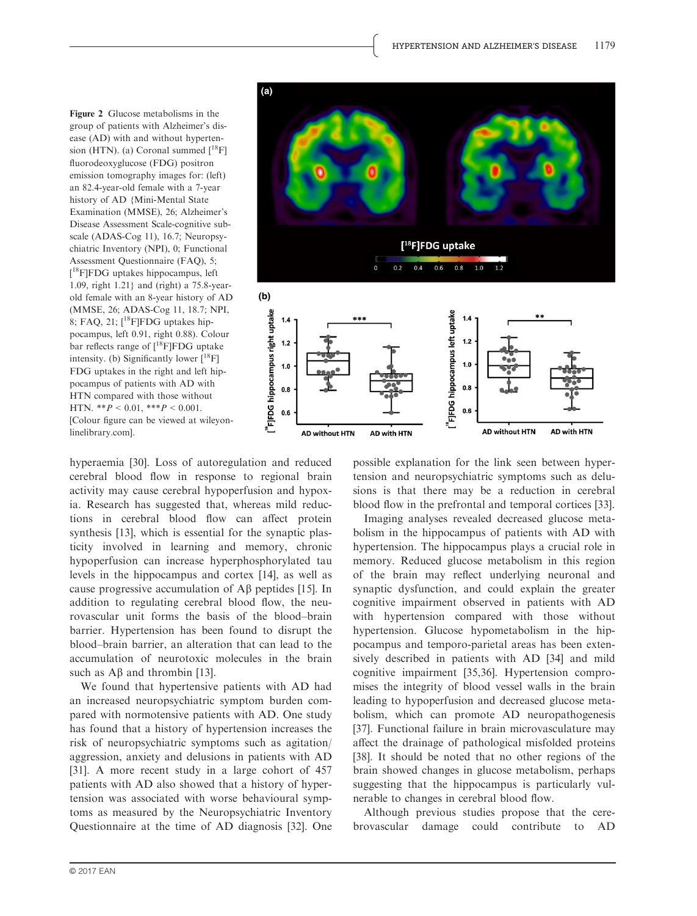Figure 2 Glucose metabolisms in the group of patients with Alzheimer's disease (AD) with and without hypertension (HTN). (a) Coronal summed [$^{18}$F] fluorodeoxyglucose (FDG) positron emission tomography images for: (left) an 82.4-year-old female with a 7-year history of AD {Mini-Mental State Examination (MMSE), 26; Alzheimer's Disease Assessment Scale-cognitive subscale (ADAS-Cog 11), 16.7; Neuropsychiatric Inventory (NPI), 0; Functional Assessment Questionnaire (FAQ), 5; [$^{18}$F]FDG uptakes hippocampus, left 1.09, right 1.21} and (right) a 75.8-year-old female with an 8-year history of AD (MMSE, 26; ADAS-Cog 11, 18.7; NPI, 8; FAQ, 21; [$^{18}$F]FDG uptakes hippocampus, left 0.91, right 0.88). Colour bar reflects range of [$^{18}$F]FDG uptake intensity. (b) Significantly lower [$^{18}$F]FDG uptakes in the right and left hippocampus of patients with AD with HTN compared with those without HTN. $^{**}P < 0.01$, $^{***}P < 0.001$. [Colour figure can be viewed at wileyonlinelibrary.com].

hyperaemia [30]. Loss of autoregulation and reduced cerebral blood flow in response to regional brain activity may cause cerebral hypoperfusion and hypoxia. Research has suggested that, whereas mild reductions in cerebral blood flow can affect protein synthesis [13], which is essential for the synaptic plasticity involved in learning and memory, chronic hypoperfusion can increase hyperphosphorylated tau levels in the hippocampus and cortex [14], as well as cause progressive accumulation of Aβ peptides [15]. In addition to regulating cerebral blood flow, the neurovascular unit forms the basis of the blood–brain barrier. Hypertension has been found to disrupt the blood–brain barrier, an alteration that can lead to the accumulation of neurotoxic molecules in the brain such as Aβ and thrombin [13].

We found that hypertensive patients with AD had an increased neuropsychiatric symptom burden compared with normotensive patients with AD. One study has found that a history of hypertension increases the risk of neuropsychiatric symptoms such as agitation/aggression, anxiety and delusions in patients with AD [31]. A more recent study in a large cohort of 457 patients with AD also showed that a history of hypertension was associated with worse behavioural symptoms as measured by the Neuropsychiatric Inventory Questionnaire at the time of AD diagnosis [32]. One possible explanation for the link seen between hypertension and neuropsychiatric symptoms such as delusions is that there may be a reduction in cerebral blood flow in the prefrontal and temporal cortices [33].

Imaging analyses revealed decreased glucose metabolism in the hippocampus of patients with AD with hypertension. The hippocampus plays a crucial role in memory. Reduced glucose metabolism in this region of the brain may reflect underlying neuronal and synaptic dysfunction, and could explain the greater cognitive impairment observed in patients with AD with hypertension compared with those without hypertension. Glucose hypometabolism in the hippocampus and temporo-parietal areas has been extensively described in patients with AD [34] and mild cognitive impairment [35,36]. Hypertension compromises the integrity of blood vessel walls in the brain leading to hypoperfusion and decreased glucose metabolism, which can promote AD neuropathogenesis [37]. Functional failure in brain microvasculature may affect the drainage of pathological misfolded proteins [38]. It should be noted that no other regions of the brain showed changes in glucose metabolism, perhaps suggesting that the hippocampus is particularly vulnerable to changes in cerebral blood flow.

Although previous studies propose that the cerebrovascular damage could contribute to AD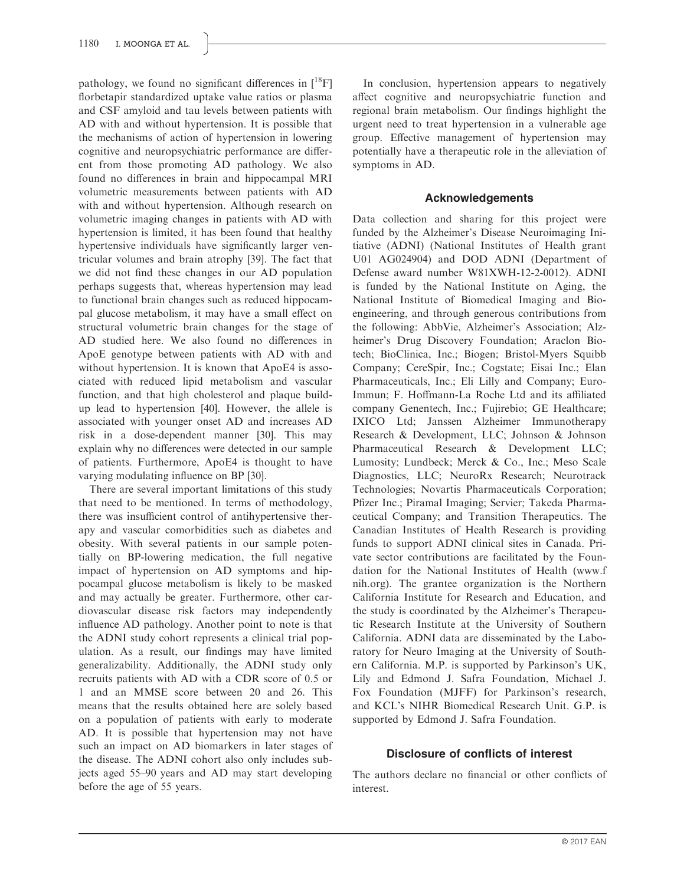pathology, we found no significant differences in [$^{18}$F] florbetapir standardized uptake value ratios or plasma and CSF amyloid and tau levels between patients with AD with and without hypertension. It is possible that the mechanisms of action of hypertension in lowering cognitive and neuropsychiatric performance are different from those promoting AD pathology. We also found no differences in brain and hippocampal MRI volumetric measurements between patients with AD with and without hypertension. Although research on volumetric imaging changes in patients with AD with hypertension is limited, it has been found that healthy hypertensive individuals have significantly larger ventricular volumes and brain atrophy [39]. The fact that we did not find these changes in our AD population perhaps suggests that, whereas hypertension may lead to functional brain changes such as reduced hippocampal glucose metabolism, it may have a small effect on structural volumetric brain changes for the stage of AD studied here. We also found no differences in ApoE genotype between patients with AD with and without hypertension. It is known that ApoE4 is associated with reduced lipid metabolism and vascular function, and that high cholesterol and plaque build-up lead to hypertension [40]. However, the allele is associated with younger onset AD and increases AD risk in a dose-dependent manner [30]. This may explain why no differences were detected in our sample of patients. Furthermore, ApoE4 is thought to have varying modulating influence on BP [30].

There are several important limitations of this study that need to be mentioned. In terms of methodology, there was insufficient control of antihypertensive therapy and vascular comorbidities such as diabetes and obesity. With several patients in our sample potentially on BP-lowering medication, the full negative impact of hypertension on AD symptoms and hippocampal glucose metabolism is likely to be masked and may actually be greater. Furthermore, other cardiovascular disease risk factors may independently influence AD pathology. Another point to note is that the ADNI study cohort represents a clinical trial population. As a result, our findings may have limited generalizability. Additionally, the ADNI study only recruits patients with AD with a CDR score of 0.5 or 1 and an MMSE score between 20 and 26. This means that the results obtained here are solely based on a population of patients with early to moderate AD. It is possible that hypertension may not have such an impact on AD biomarkers in later stages of the disease. The ADNI cohort also only includes subjects aged 55–90 years and AD may start developing before the age of 55 years.

In conclusion, hypertension appears to negatively affect cognitive and neuropsychiatric function and regional brain metabolism. Our findings highlight the urgent need to treat hypertension in a vulnerable age group. Effective management of hypertension may potentially have a therapeutic role in the alleviation of symptoms in AD.

## Acknowledgements

Data collection and sharing for this project were funded by the Alzheimer's Disease Neuroimaging Initiative (ADNI) (National Institutes of Health grant U01 AG024904) and DOD ADNI (Department of Defense award number W81XWH-12-2-0012). ADNI is funded by the National Institute on Aging, the National Institute of Biomedical Imaging and Bioengineering, and through generous contributions from the following: AbbVie, Alzheimer's Association; Alzheimer's Drug Discovery Foundation; Araclon Biotech; BioClinica, Inc.; Biogen; Bristol-Myers Squibb Company; CereSpir, Inc.; Cogstate; Eisai Inc.; Elan Pharmaceuticals, Inc.; Eli Lilly and Company; EuroImmun; F. Hoffmann-La Roche Ltd and its affiliated company Genentech, Inc.; Fujirebio; GE Healthcare; IXICO Ltd; Janssen Alzheimer Immunotherapy Research & Development, LLC; Johnson & Johnson Pharmaceutical Research & Development LLC; Lumosity; Lundbeck; Merck & Co., Inc.; Meso Scale Diagnostics, LLC; NeuroRx Research; Neurotrack Technologies; Novartis Pharmaceuticals Corporation; Pfizer Inc.; Piramal Imaging; Servier; Takeda Pharmaceutical Company; and Transition Therapeutics. The Canadian Institutes of Health Research is providing funds to support ADNI clinical sites in Canada. Private sector contributions are facilitated by the Foundation for the National Institutes of Health (www.fnih.org). The grantee organization is the Northern California Institute for Research and Education, and the study is coordinated by the Alzheimer's Therapeutic Research Institute at the University of Southern California. ADNI data are disseminated by the Laboratory for Neuro Imaging at the University of Southern California. M.P. is supported by Parkinson's UK, Lily and Edmond J. Safra Foundation, Michael J. Fox Foundation (MJFF) for Parkinson's research, and KCL's NIHR Biomedical Research Unit. G.P. is supported by Edmond J. Safra Foundation.

## Disclosure of conflicts of interest

The authors declare no financial or other conflicts of interest.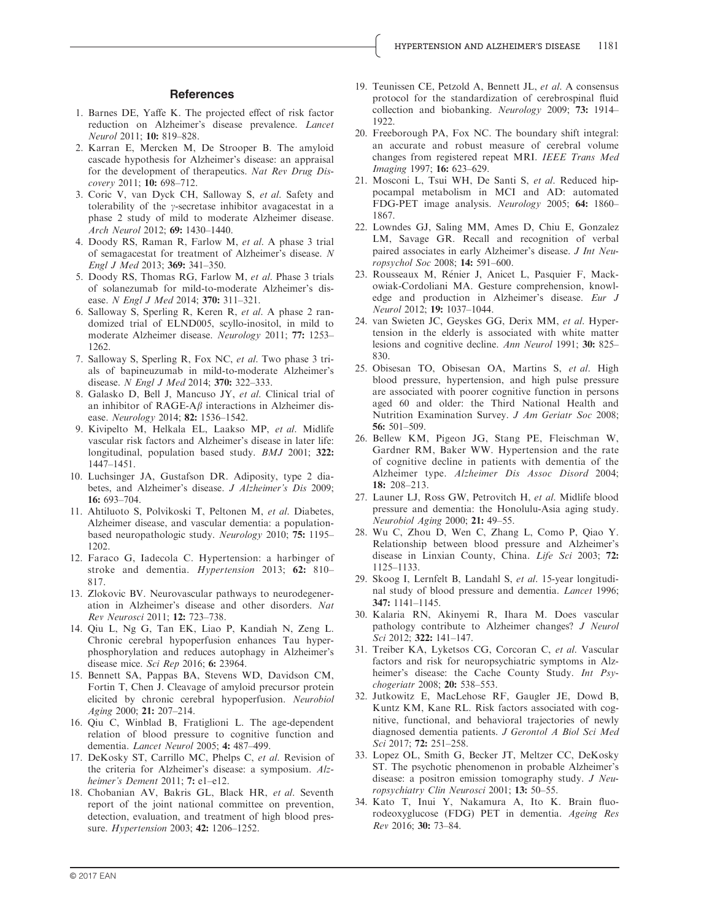## References

1. Barnes DE, Yaffe K. The projected effect of risk factor reduction on Alzheimer's disease prevalence. *Lancet Neurol* 2011; **10:** 819–828.
2. Karran E, Mercken M, De Strooper B. The amyloid cascade hypothesis for Alzheimer's disease: an appraisal for the development of therapeutics. *Nat Rev Drug Discovery* 2011; **10:** 698–712.
3. Coric V, van Dyck CH, Salloway S, *et al.* Safety and tolerability of the $\gamma$-secretase inhibitor avagacestat in a phase 2 study of mild to moderate Alzheimer disease. *Arch Neurol* 2012; **69:** 1430–1440.
4. Doody RS, Raman R, Farlow M, *et al.* A phase 3 trial of semagacestat for treatment of Alzheimer's disease. *N Engl J Med* 2013; **369:** 341–350.
5. Doody RS, Thomas RG, Farlow M, *et al.* Phase 3 trials of solanezumab for mild-to-moderate Alzheimer's disease. *N Engl J Med* 2014; **370:** 311–321.
6. Salloway S, Sperling R, Keren R, *et al.* A phase 2 randomized trial of ELND005, scyllo-inositol, in mild to moderate Alzheimer disease. *Neurology* 2011; **77:** 1253–1262.
7. Salloway S, Sperling R, Fox NC, *et al.* Two phase 3 trials of bapineuzumab in mild-to-moderate Alzheimer's disease. *N Engl J Med* 2014; **370:** 322–333.
8. Galasko D, Bell J, Mancuso JY, *et al.* Clinical trial of an inhibitor of RAGE-A$\beta$ interactions in Alzheimer disease. *Neurology* 2014; **82:** 1536–1542.
9. Kivipelto M, Helkala EL, Laakso MP, *et al.* Midlife vascular risk factors and Alzheimer's disease in later life: longitudinal, population based study. *BMJ* 2001; **322:** 1447–1451.
10. Luchsinger JA, Gustafson DR. Adiposity, type 2 diabetes, and Alzheimer's disease. *J Alzheimer's Dis* 2009; **16:** 693–704.
11. Ahtiluoto S, Polvikoski T, Peltonen M, *et al.* Diabetes, Alzheimer disease, and vascular dementia: a population-based neuropathologic study. *Neurology* 2010; **75:** 1195–1202.
12. Faraco G, Iadecola C. Hypertension: a harbinger of stroke and dementia. *Hypertension* 2013; **62:** 810–817.
13. Zlokovic BV. Neurovascular pathways to neurodegeneration in Alzheimer's disease and other disorders. *Nat Rev Neurosci* 2011; **12:** 723–738.
14. Qiu L, Ng G, Tan EK, Liao P, Kandiah N, Zeng L. Chronic cerebral hypoperfusion enhances Tau hyperphosphorylation and reduces autophagy in Alzheimer's disease mice. *Sci Rep* 2016; **6:** 23964.
15. Bennett SA, Pappas BA, Stevens WD, Davidson CM, Fortin T, Chen J. Cleavage of amyloid precursor protein elicited by chronic cerebral hypoperfusion. *Neurobiol Aging* 2000; **21:** 207–214.
16. Qiu C, Winblad B, Fratiglioni L. The age-dependent relation of blood pressure to cognitive function and dementia. *Lancet Neurol* 2005; **4:** 487–499.
17. DeKosky ST, Carrillo MC, Phelps C, *et al.* Revision of the criteria for Alzheimer's disease: a symposium. *Alzheimer's Dement* 2011; **7:** e1–e12.
18. Chobanian AV, Bakris GL, Black HR, *et al.* Seventh report of the joint national committee on prevention, detection, evaluation, and treatment of high blood pressure. *Hypertension* 2003; **42:** 1206–1252.
19. Teunissen CE, Petzold A, Bennett JL, *et al.* A consensus protocol for the standardization of cerebrospinal fluid collection and biobanking. *Neurology* 2009; **73:** 1914–1922.
20. Freeborough PA, Fox NC. The boundary shift integral: an accurate and robust measure of cerebral volume changes from registered repeat MRI. *IEEE Trans Med Imaging* 1997; **16:** 623–629.
21. Mosconi L, Tsui WH, De Santi S, *et al.* Reduced hippocampal metabolism in MCI and AD: automated FDG-PET image analysis. *Neurology* 2005; **64:** 1860–1867.
22. Lowndes GJ, Saling MM, Ames D, Chiu E, Gonzalez LM, Savage GR. Recall and recognition of verbal paired associates in early Alzheimer's disease. *J Int Neuropsychol Soc* 2008; **14:** 591–600.
23. Rousseaux M, Rénier J, Anicet L, Pasquier F, Mackowiak-Cordoliani MA. Gesture comprehension, knowledge and production in Alzheimer's disease. *Eur J Neurol* 2012; **19:** 1037–1044.
24. van Swieten JC, Geyskes GG, Derix MM, *et al.* Hypertension in the elderly is associated with white matter lesions and cognitive decline. *Ann Neurol* 1991; **30:** 825–830.
25. Obisesan TO, Obisesan OA, Martins S, *et al.* High blood pressure, hypertension, and high pulse pressure are associated with poorer cognitive function in persons aged 60 and older: the Third National Health and Nutrition Examination Survey. *J Am Geriatr Soc* 2008; **56:** 501–509.
26. Bellew KM, Pigeon JG, Stang PE, Fleischman W, Gardner RM, Baker WW. Hypertension and the rate of cognitive decline in patients with dementia of the Alzheimer type. *Alzheimer Dis Assoc Disord* 2004; **18:** 208–213.
27. Launer LJ, Ross GW, Petrovitch H, *et al.* Midlife blood pressure and dementia: the Honolulu-Asia aging study. *Neurobiol Aging* 2000; **21:** 49–55.
28. Wu C, Zhou D, Wen C, Zhang L, Como P, Qiao Y. Relationship between blood pressure and Alzheimer's disease in Linxian County, China. *Life Sci* 2003; **72:** 1125–1133.
29. Skoog I, Lernfelt B, Landahl S, *et al.* 15-year longitudinal study of blood pressure and dementia. *Lancet* 1996; **347:** 1141–1145.
30. Kalaria RN, Akinyemi R, Ihara M. Does vascular pathology contribute to Alzheimer changes? *J Neurol Sci* 2012; **322:** 141–147.
31. Treiber KA, Lyketsos CG, Corcoran C, *et al.* Vascular factors and risk for neuropsychiatric symptoms in Alzheimer's disease: the Cache County Study. *Int Psychogeriatr* 2008; **20:** 538–553.
32. Jutkowitz E, MacLehose RF, Gaugler JE, Dowd B, Kuntz KM, Kane RL. Risk factors associated with cognitive, functional, and behavioral trajectories of newly diagnosed dementia patients. *J Gerontol A Biol Sci Med Sci* 2017; **72:** 251–258.
33. Lopez OL, Smith G, Becker JT, Meltzer CC, DeKosky ST. The psychotic phenomenon in probable Alzheimer's disease: a positron emission tomography study. *J Neuropsychiatry Clin Neurosci* 2001; **13:** 50–55.
34. Kato T, Inui Y, Nakamura A, Ito K. Brain fluorodeoxyglucose (FDG) PET in dementia. *Ageing Res Rev* 2016; **30:** 73–84.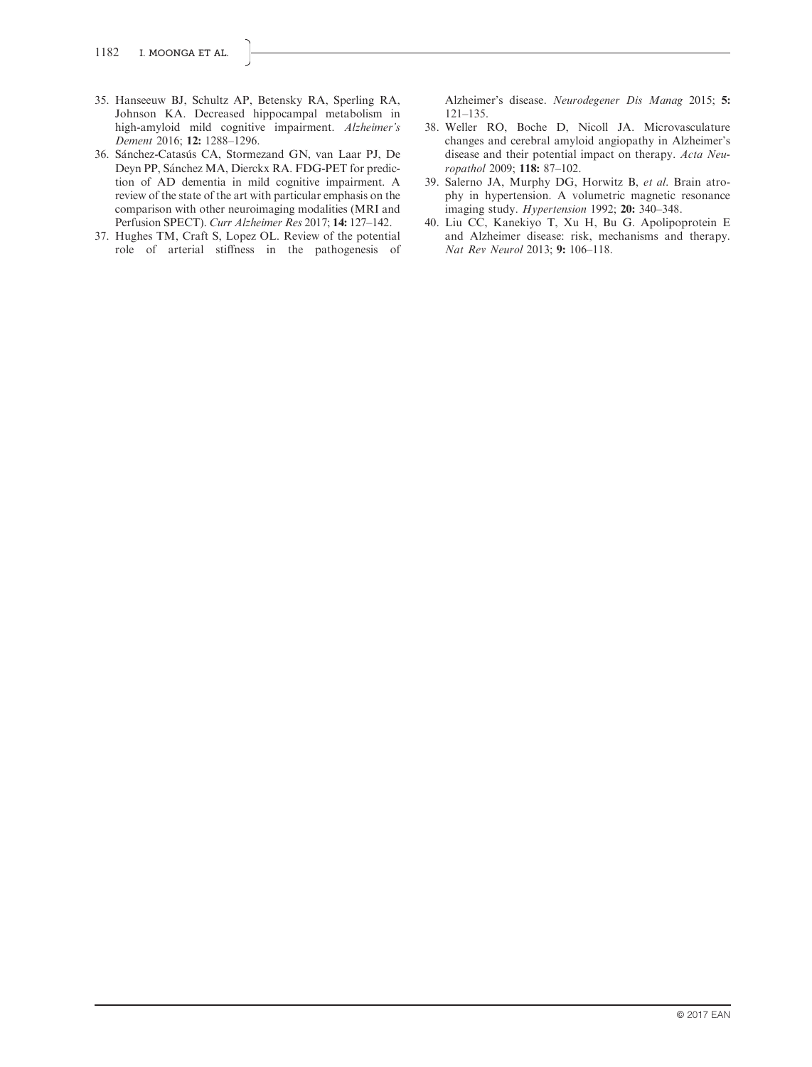35. Hanseeuw BJ, Schultz AP, Betensky RA, Sperling RA, Johnson KA. Decreased hippocampal metabolism in high-amyloid mild cognitive impairment. *Alzheimer's Dement* 2016; **12:** 1288–1296.
36. Sánchez-Catasús CA, Stormezand GN, van Laar PJ, De Deyn PP, Sánchez MA, Dierckx RA. FDG-PET for prediction of AD dementia in mild cognitive impairment. A review of the state of the art with particular emphasis on the comparison with other neuroimaging modalities (MRI and Perfusion SPECT). *Curr Alzheimer Res* 2017; **14:** 127–142.
37. Hughes TM, Craft S, Lopez OL. Review of the potential role of arterial stiffness in the pathogenesis of Alzheimer's disease. *Neurodegener Dis Manag* 2015; **5:** 121–135.
38. Weller RO, Boche D, Nicoll JA. Microvasculature changes and cerebral amyloid angiopathy in Alzheimer's disease and their potential impact on therapy. *Acta Neuropathol* 2009; **118:** 87–102.
39. Salerno JA, Murphy DG, Horwitz B, *et al*. Brain atrophy in hypertension. A volumetric magnetic resonance imaging study. *Hypertension* 1992; **20:** 340–348.
40. Liu CC, Kanekiyo T, Xu H, Bu G. Apolipoprotein E and Alzheimer disease: risk, mechanisms and therapy. *Nat Rev Neurol* 2013; **9:** 106–118.